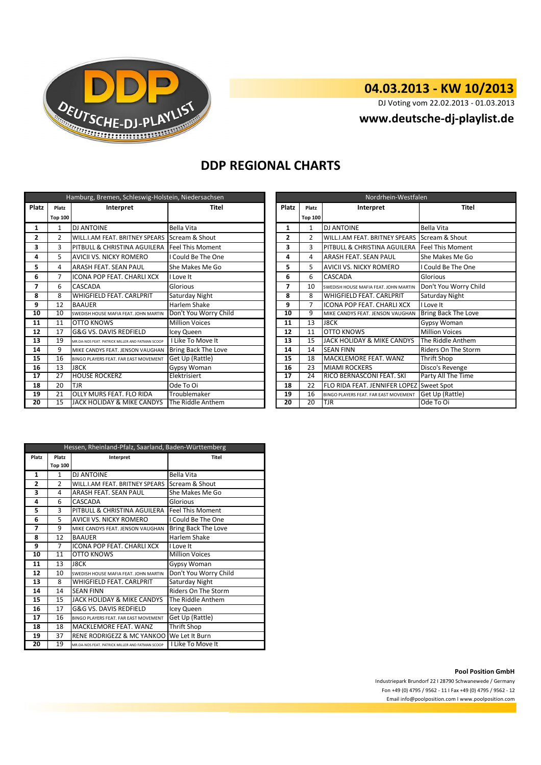# 04.03.2013 - KW 10/2013

DJ Voting vom 22.02.2013 - 01.03.2013

**www.deutsche-dj-playlist.de**

## DDP REGIONAL CHARTS

| Hamburg, Bremen, Schleswig-Holstein, Niedersachsen | | | |
|---|---|---|---|
| Platz | Platz Top 100 | Interpret | Titel |
| 1 | 1 | DJ ANTOINE | Bella Vita |
| 2 | 2 | WILL.I.AM FEAT. BRITNEY SPEARS | Scream & Shout |
| 3 | 3 | PITBULL & CHRISTINA AGUILERA | Feel This Moment |
| 4 | 5 | AVICII VS. NICKY ROMERO | I Could Be The One |
| 5 | 4 | ARASH FEAT. SEAN PAUL | She Makes Me Go |
| 6 | 7 | ICONA POP FEAT. CHARLI XCX | I Love It |
| 7 | 6 | CASCADA | Glorious |
| 8 | 8 | WHIGFIELD FEAT. CARLPRIT | Saturday Night |
| 9 | 12 | BAAUER | Harlem Shake |
| 10 | 10 | SWEDISH HOUSE MAFIA FEAT. JOHN MARTIN | Don't You Worry Child |
| 11 | 11 | OTTO KNOWS | Million Voices |
| 12 | 17 | G&G VS. DAVIS REDFIELD | Icey Queen |
| 13 | 19 | MR.DA-NOS FEAT. PATRICK MILLER AND FATMAN SCOOP | I Like To Move It |
| 14 | 9 | MIKE CANDYS FEAT. JENSON VAUGHAN | Bring Back The Love |
| 15 | 16 | BINGO PLAYERS FEAT. FAR EAST MOVEMENT | Get Up (Rattle) |
| 16 | 13 | J8CK | Gypsy Woman |
| 17 | 27 | HOUSE ROCKERZ | Elektrisiert |
| 18 | 20 | TJR | Ode To Oi |
| 19 | 21 | OLLY MURS FEAT. FLO RIDA | Troublemaker |
| 20 | 15 | JACK HOLIDAY & MIKE CANDYS | The Riddle Anthem |

| Nordrhein-Westfalen | | | |
|---|---|---|---|
| Platz | Platz Top 100 | Interpret | Titel |
| 1 | 1 | DJ ANTOINE | Bella Vita |
| 2 | 2 | WILL.I.AM FEAT. BRITNEY SPEARS | Scream & Shout |
| 3 | 3 | PITBULL & CHRISTINA AGUILERA | Feel This Moment |
| 4 | 4 | ARASH FEAT. SEAN PAUL | She Makes Me Go |
| 5 | 5 | AVICII VS. NICKY ROMERO | I Could Be The One |
| 6 | 6 | CASCADA | Glorious |
| 7 | 10 | SWEDISH HOUSE MAFIA FEAT. JOHN MARTIN | Don't You Worry Child |
| 8 | 8 | WHIGFIELD FEAT. CARLPRIT | Saturday Night |
| 9 | 7 | ICONA POP FEAT. CHARLI XCX | I Love It |
| 10 | 9 | MIKE CANDYS FEAT. JENSON VAUGHAN | Bring Back The Love |
| 11 | 13 | J8CK | Gypsy Woman |
| 12 | 11 | OTTO KNOWS | Million Voices |
| 13 | 15 | JACK HOLIDAY & MIKE CANDYS | The Riddle Anthem |
| 14 | 14 | SEAN FINN | Riders On The Storm |
| 15 | 18 | MACKLEMORE FEAT. WANZ | Thrift Shop |
| 16 | 23 | MIAMI ROCKERS | Disco's Revenge |
| 17 | 24 | RICO BERNASCONI FEAT. SKI | Party All The Time |
| 18 | 22 | FLO RIDA FEAT. JENNIFER LOPEZ | Sweet Spot |
| 19 | 16 | BINGO PLAYERS FEAT. FAR EAST MOVEMENT | Get Up (Rattle) |
| 20 | 20 | TJR | Ode To Oi |

| Hessen, Rheinland-Pfalz, Saarland, Baden-Württemberg | | | |
|---|---|---|---|
| Platz | Platz Top 100 | Interpret | Titel |
| 1 | 1 | DJ ANTOINE | Bella Vita |
| 2 | 2 | WILL.I.AM FEAT. BRITNEY SPEARS | Scream & Shout |
| 3 | 4 | ARASH FEAT. SEAN PAUL | She Makes Me Go |
| 4 | 6 | CASCADA | Glorious |
| 5 | 3 | PITBULL & CHRISTINA AGUILERA | Feel This Moment |
| 6 | 5 | AVICII VS. NICKY ROMERO | I Could Be The One |
| 7 | 9 | MIKE CANDYS FEAT. JENSON VAUGHAN | Bring Back The Love |
| 8 | 12 | BAAUER | Harlem Shake |
| 9 | 7 | ICONA POP FEAT. CHARLI XCX | I Love It |
| 10 | 11 | OTTO KNOWS | Million Voices |
| 11 | 13 | J8CK | Gypsy Woman |
| 12 | 10 | SWEDISH HOUSE MAFIA FEAT. JOHN MARTIN | Don't You Worry Child |
| 13 | 8 | WHIGFIELD FEAT. CARLPRIT | Saturday Night |
| 14 | 14 | SEAN FINN | Riders On The Storm |
| 15 | 15 | JACK HOLIDAY & MIKE CANDYS | The Riddle Anthem |
| 16 | 17 | G&G VS. DAVIS REDFIELD | Icey Queen |
| 17 | 16 | BINGO PLAYERS FEAT. FAR EAST MOVEMENT | Get Up (Rattle) |
| 18 | 18 | MACKLEMORE FEAT. WANZ | Thrift Shop |
| 19 | 37 | RENE RODRIGEZZ & MC YANKOO | We Let It Burn |
| 20 | 19 | MR.DA-NOS FEAT. PATRICK MILLER AND FATMAN SCOOP | I Like To Move It |

**Pool Position GmbH**

Industriepark Brundorf 22 I 28790 Schwanewede / Germany

Fon +49 (0) 4795 / 9562 - 11 I Fax +49 (0) 4795 / 9562 - 12

Email info@poolposition.com I www.poolposition.com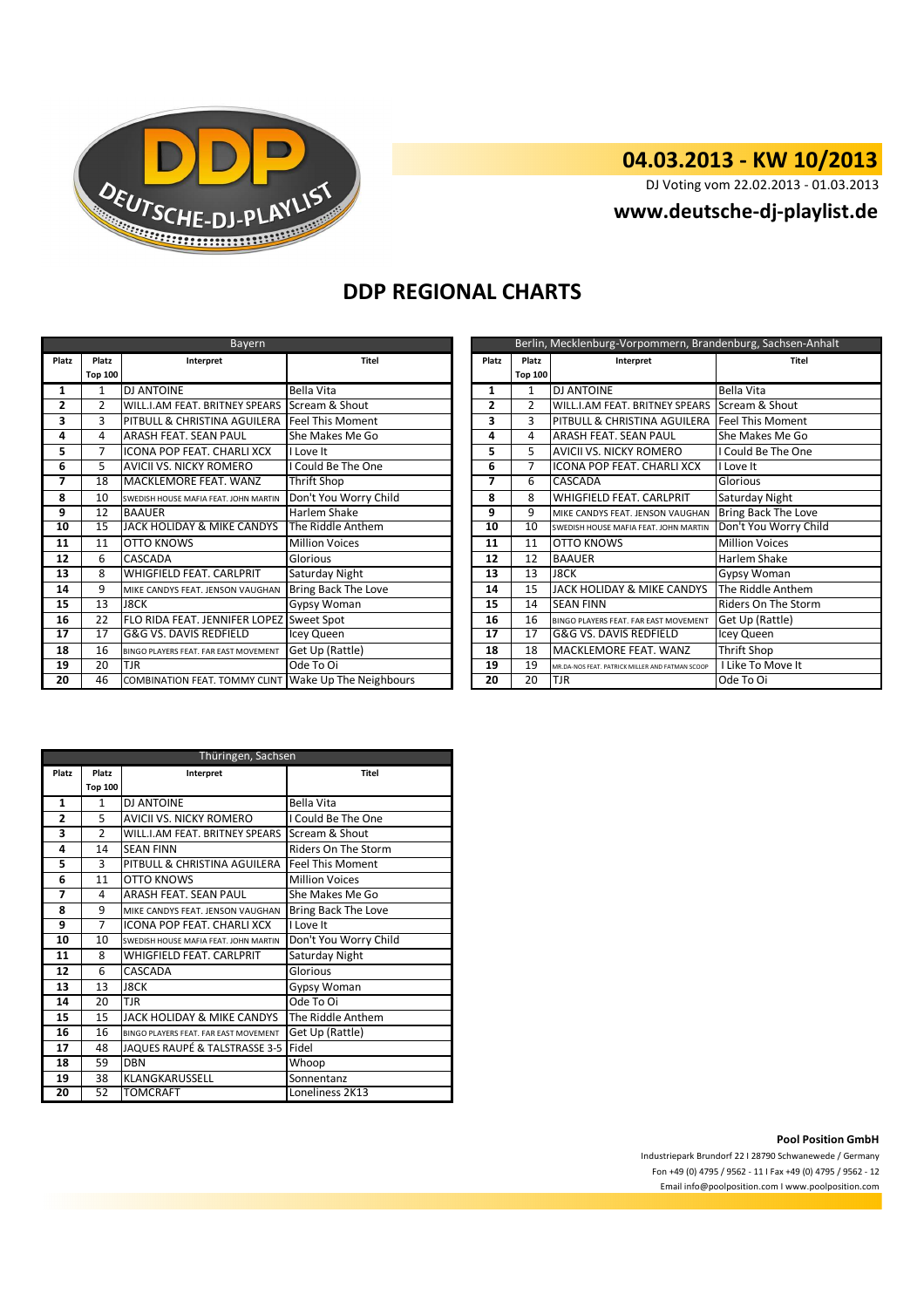DEUTSCHE-DJ-PLAYLIST

# 04.03.2013 - KW 10/2013

DJ Voting vom 22.02.2013 - 01.03.2013

**www.deutsche-dj-playlist.de**

## DDP REGIONAL CHARTS

### Bayern

| Platz | Platz Top 100 | Interpret | Titel |
|---|---|---|---|
| 1 | 1 | DJ ANTOINE | Bella Vita |
| 2 | 2 | WILL.I.AM FEAT. BRITNEY SPEARS | Scream & Shout |
| 3 | 3 | PITBULL & CHRISTINA AGUILERA | Feel This Moment |
| 4 | 4 | ARASH FEAT. SEAN PAUL | She Makes Me Go |
| 5 | 7 | ICONA POP FEAT. CHARLI XCX | I Love It |
| 6 | 5 | AVICII VS. NICKY ROMERO | I Could Be The One |
| 7 | 18 | MACKLEMORE FEAT. WANZ | Thrift Shop |
| 8 | 10 | SWEDISH HOUSE MAFIA FEAT. JOHN MARTIN | Don't You Worry Child |
| 9 | 12 | BAAUER | Harlem Shake |
| 10 | 15 | JACK HOLIDAY & MIKE CANDYS | The Riddle Anthem |
| 11 | 11 | OTTO KNOWS | Million Voices |
| 12 | 6 | CASCADA | Glorious |
| 13 | 8 | WHIGFIELD FEAT. CARLPRIT | Saturday Night |
| 14 | 9 | MIKE CANDYS FEAT. JENSON VAUGHAN | Bring Back The Love |
| 15 | 13 | J8CK | Gypsy Woman |
| 16 | 22 | FLO RIDA FEAT. JENNIFER LOPEZ | Sweet Spot |
| 17 | 17 | G&G VS. DAVIS REDFIELD | Icey Queen |
| 18 | 16 | BINGO PLAYERS FEAT. FAR EAST MOVEMENT | Get Up (Rattle) |
| 19 | 20 | TJR | Ode To Oi |
| 20 | 46 | COMBINATION FEAT. TOMMY CLINT | Wake Up The Neighbours |

### Berlin, Mecklenburg-Vorpommern, Brandenburg, Sachsen-Anhalt

| Platz | Platz Top 100 | Interpret | Titel |
|---|---|---|---|
| 1 | 1 | DJ ANTOINE | Bella Vita |
| 2 | 2 | WILL.I.AM FEAT. BRITNEY SPEARS | Scream & Shout |
| 3 | 3 | PITBULL & CHRISTINA AGUILERA | Feel This Moment |
| 4 | 4 | ARASH FEAT. SEAN PAUL | She Makes Me Go |
| 5 | 5 | AVICII VS. NICKY ROMERO | I Could Be The One |
| 6 | 7 | ICONA POP FEAT. CHARLI XCX | I Love It |
| 7 | 6 | CASCADA | Glorious |
| 8 | 8 | WHIGFIELD FEAT. CARLPRIT | Saturday Night |
| 9 | 9 | MIKE CANDYS FEAT. JENSON VAUGHAN | Bring Back The Love |
| 10 | 10 | SWEDISH HOUSE MAFIA FEAT. JOHN MARTIN | Don't You Worry Child |
| 11 | 11 | OTTO KNOWS | Million Voices |
| 12 | 12 | BAAUER | Harlem Shake |
| 13 | 13 | J8CK | Gypsy Woman |
| 14 | 15 | JACK HOLIDAY & MIKE CANDYS | The Riddle Anthem |
| 15 | 14 | SEAN FINN | Riders On The Storm |
| 16 | 16 | BINGO PLAYERS FEAT. FAR EAST MOVEMENT | Get Up (Rattle) |
| 17 | 17 | G&G VS. DAVIS REDFIELD | Icey Queen |
| 18 | 18 | MACKLEMORE FEAT. WANZ | Thrift Shop |
| 19 | 19 | MR.DA-NOS FEAT. PATRICK MILLER AND FATMAN SCOOP | I Like To Move It |
| 20 | 20 | TJR | Ode To Oi |

### Thüringen, Sachsen

| Platz | Platz Top 100 | Interpret | Titel |
|---|---|---|---|
| 1 | 1 | DJ ANTOINE | Bella Vita |
| 2 | 5 | AVICII VS. NICKY ROMERO | I Could Be The One |
| 3 | 2 | WILL.I.AM FEAT. BRITNEY SPEARS | Scream & Shout |
| 4 | 14 | SEAN FINN | Riders On The Storm |
| 5 | 3 | PITBULL & CHRISTINA AGUILERA | Feel This Moment |
| 6 | 11 | OTTO KNOWS | Million Voices |
| 7 | 4 | ARASH FEAT. SEAN PAUL | She Makes Me Go |
| 8 | 9 | MIKE CANDYS FEAT. JENSON VAUGHAN | Bring Back The Love |
| 9 | 7 | ICONA POP FEAT. CHARLI XCX | I Love It |
| 10 | 10 | SWEDISH HOUSE MAFIA FEAT. JOHN MARTIN | Don't You Worry Child |
| 11 | 8 | WHIGFIELD FEAT. CARLPRIT | Saturday Night |
| 12 | 6 | CASCADA | Glorious |
| 13 | 13 | J8CK | Gypsy Woman |
| 14 | 20 | TJR | Ode To Oi |
| 15 | 15 | JACK HOLIDAY & MIKE CANDYS | The Riddle Anthem |
| 16 | 16 | BINGO PLAYERS FEAT. FAR EAST MOVEMENT | Get Up (Rattle) |
| 17 | 48 | JAQUES RAUPÉ & TALSTRASSE 3-5 | Fidel |
| 18 | 59 | DBN | Whoop |
| 19 | 38 | KLANGKARUSSELL | Sonnentanz |
| 20 | 52 | TOMCRAFT | Loneliness 2K13 |

**Pool Position GmbH**

Industriepark Brundorf 22 I 28790 Schwanewede / Germany
Fon +49 (0) 4795 / 9562 - 11 I Fax +49 (0) 4795 / 9562 - 12
Email info@poolposition.com I www.poolposition.com